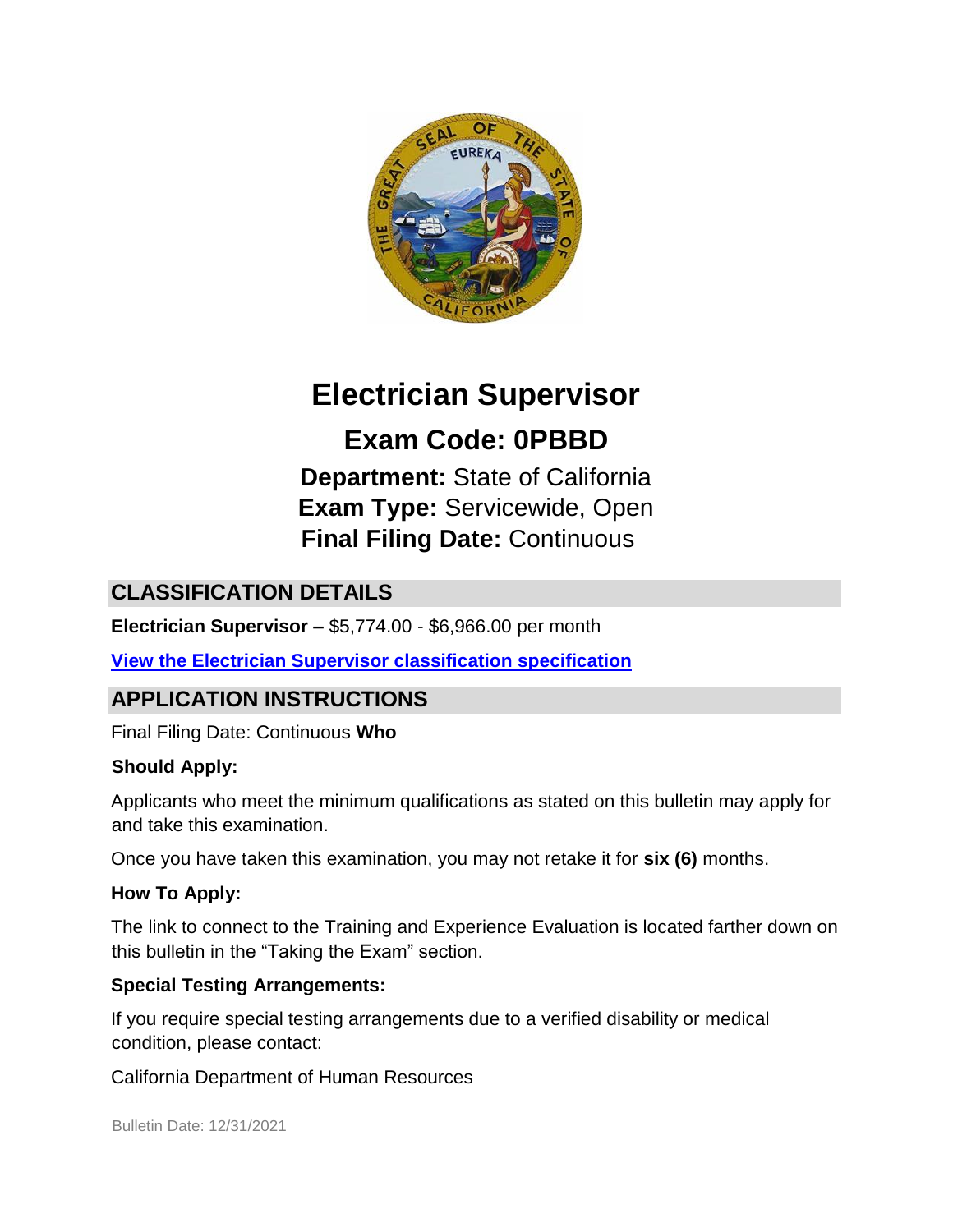# Electrician Supervisor

## Exam Code: 0PBBD

**Department:** State of California
**Exam Type:** Servicewide, Open
**Final Filing Date:** Continuous

## CLASSIFICATION DETAILS

**Electrician Supervisor –** $5,774.00 - $6,966.00 per month

**View the Electrician Supervisor classification specification**

## APPLICATION INSTRUCTIONS

Final Filing Date: Continuous

**Who Should Apply:**

Applicants who meet the minimum qualifications as stated on this bulletin may apply for and take this examination.

Once you have taken this examination, you may not retake it for **six (6)** months.

**How To Apply:**

The link to connect to the Training and Experience Evaluation is located farther down on this bulletin in the "Taking the Exam" section.

**Special Testing Arrangements:**

If you require special testing arrangements due to a verified disability or medical condition, please contact:

California Department of Human Resources

Bulletin Date: 12/31/2021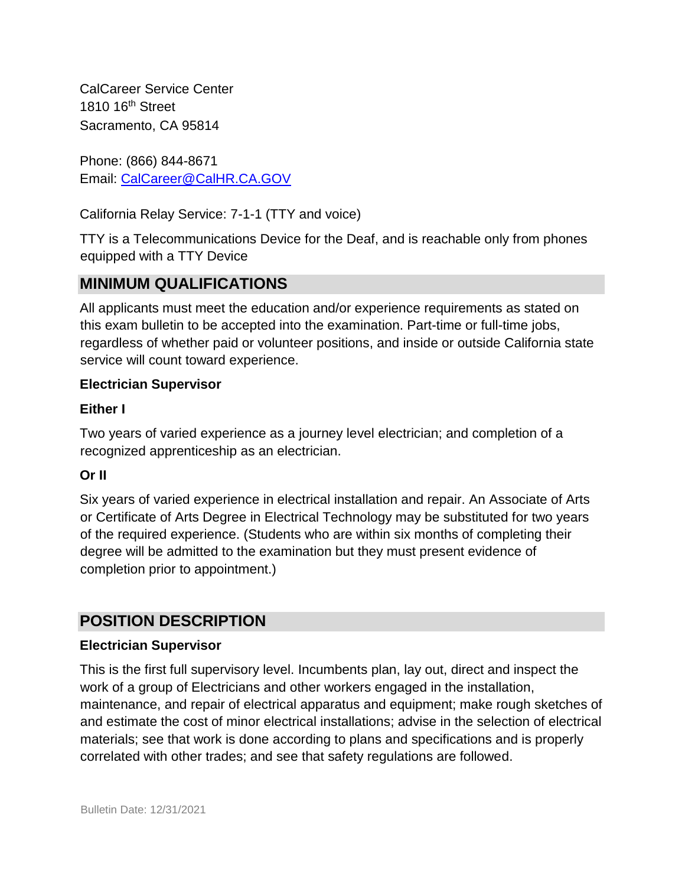CalCareer Service Center
1810 16th Street
Sacramento, CA 95814

Phone: (866) 844-8671
Email: [CalCareer@CalHR.CA.GOV](mailto:CalCareer@CalHR.CA.GOV)

California Relay Service: 7-1-1 (TTY and voice)

TTY is a Telecommunications Device for the Deaf, and is reachable only from phones equipped with a TTY Device

## MINIMUM QUALIFICATIONS

All applicants must meet the education and/or experience requirements as stated on this exam bulletin to be accepted into the examination. Part-time or full-time jobs, regardless of whether paid or volunteer positions, and inside or outside California state service will count toward experience.

**Electrician Supervisor**

**Either I**

Two years of varied experience as a journey level electrician; and completion of a recognized apprenticeship as an electrician.

**Or II**

Six years of varied experience in electrical installation and repair. An Associate of Arts or Certificate of Arts Degree in Electrical Technology may be substituted for two years of the required experience. (Students who are within six months of completing their degree will be admitted to the examination but they must present evidence of completion prior to appointment.)

## POSITION DESCRIPTION

**Electrician Supervisor**

This is the first full supervisory level. Incumbents plan, lay out, direct and inspect the work of a group of Electricians and other workers engaged in the installation, maintenance, and repair of electrical apparatus and equipment; make rough sketches of and estimate the cost of minor electrical installations; advise in the selection of electrical materials; see that work is done according to plans and specifications and is properly correlated with other trades; and see that safety regulations are followed.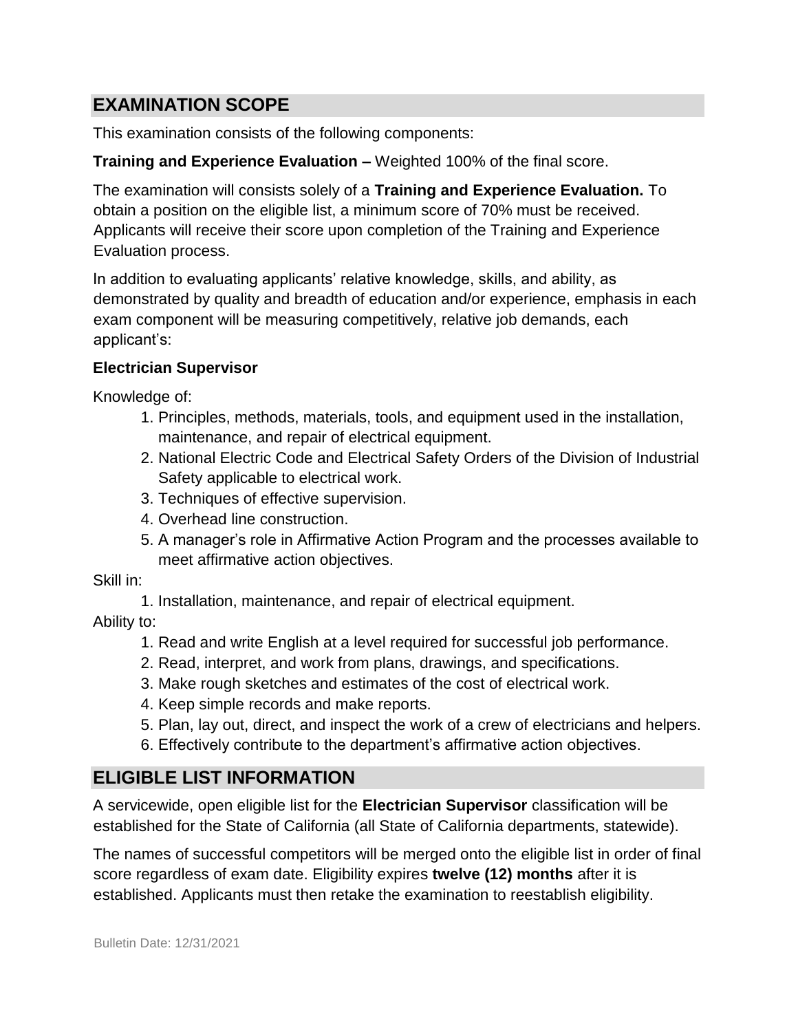## EXAMINATION SCOPE

This examination consists of the following components:

**Training and Experience Evaluation –** Weighted 100% of the final score.

The examination will consists solely of a **Training and Experience Evaluation.** To obtain a position on the eligible list, a minimum score of 70% must be received. Applicants will receive their score upon completion of the Training and Experience Evaluation process.

In addition to evaluating applicants' relative knowledge, skills, and ability, as demonstrated by quality and breadth of education and/or experience, emphasis in each exam component will be measuring competitively, relative job demands, each applicant's:

**Electrician Supervisor**

Knowledge of:

1. Principles, methods, materials, tools, and equipment used in the installation, maintenance, and repair of electrical equipment.
2. National Electric Code and Electrical Safety Orders of the Division of Industrial Safety applicable to electrical work.
3. Techniques of effective supervision.
4. Overhead line construction.
5. A manager's role in Affirmative Action Program and the processes available to meet affirmative action objectives.

Skill in:

1. Installation, maintenance, and repair of electrical equipment.

Ability to:

1. Read and write English at a level required for successful job performance.
2. Read, interpret, and work from plans, drawings, and specifications.
3. Make rough sketches and estimates of the cost of electrical work.
4. Keep simple records and make reports.
5. Plan, lay out, direct, and inspect the work of a crew of electricians and helpers.
6. Effectively contribute to the department's affirmative action objectives.

## ELIGIBLE LIST INFORMATION

A servicewide, open eligible list for the **Electrician Supervisor** classification will be established for the State of California (all State of California departments, statewide).

The names of successful competitors will be merged onto the eligible list in order of final score regardless of exam date. Eligibility expires **twelve (12) months** after it is established. Applicants must then retake the examination to reestablish eligibility.

Bulletin Date: 12/31/2021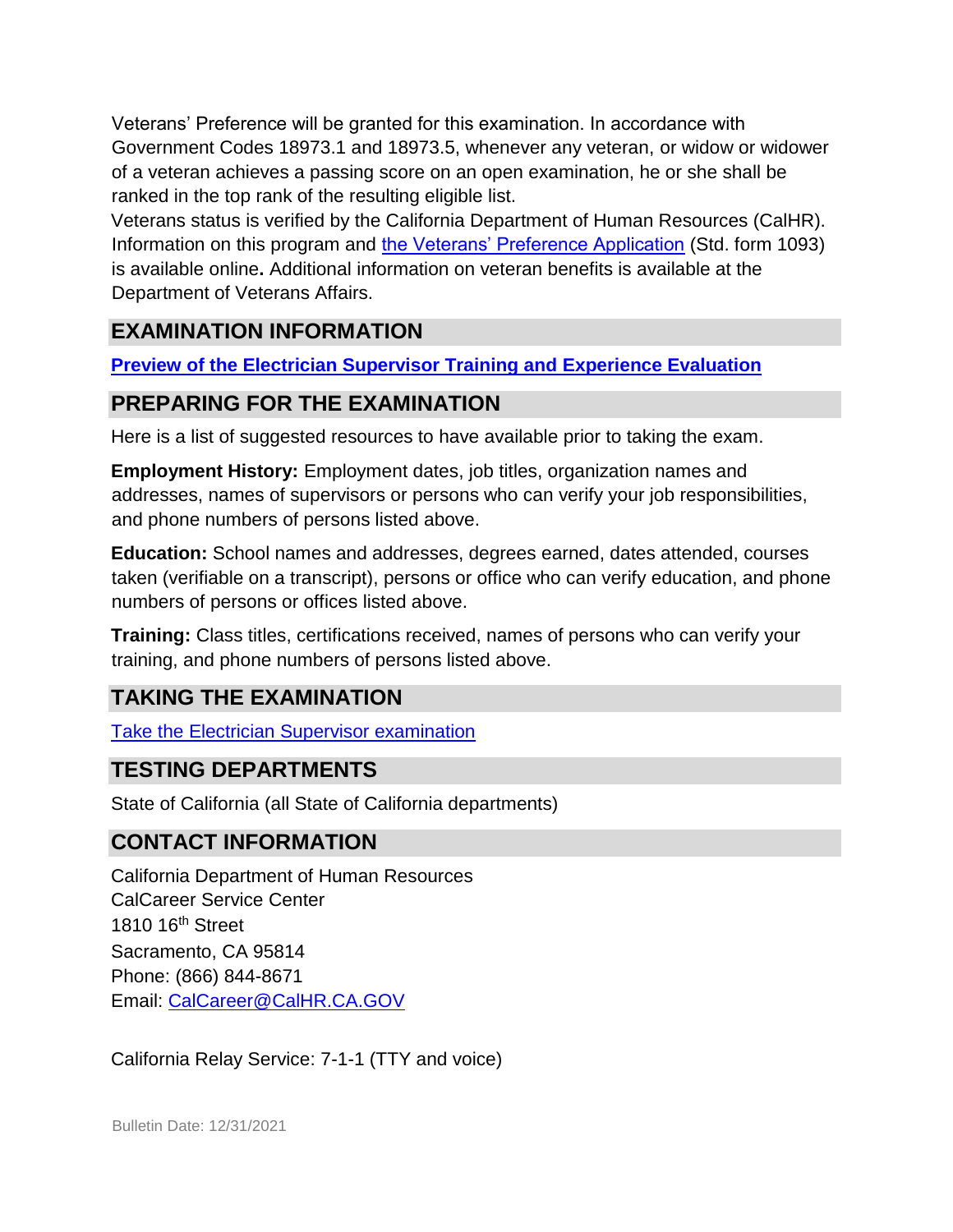Veterans' Preference will be granted for this examination. In accordance with Government Codes 18973.1 and 18973.5, whenever any veteran, or widow or widower of a veteran achieves a passing score on an open examination, he or she shall be ranked in the top rank of the resulting eligible list.

Veterans status is verified by the California Department of Human Resources (CalHR). Information on this program and the Veterans' Preference Application (Std. form 1093) is available online**.** Additional information on veteran benefits is available at the Department of Veterans Affairs.

## EXAMINATION INFORMATION

**Preview of the Electrician Supervisor Training and Experience Evaluation**

## PREPARING FOR THE EXAMINATION

Here is a list of suggested resources to have available prior to taking the exam.

**Employment History:** Employment dates, job titles, organization names and addresses, names of supervisors or persons who can verify your job responsibilities, and phone numbers of persons listed above.

**Education:** School names and addresses, degrees earned, dates attended, courses taken (verifiable on a transcript), persons or office who can verify education, and phone numbers of persons or offices listed above.

**Training:** Class titles, certifications received, names of persons who can verify your training, and phone numbers of persons listed above.

## TAKING THE EXAMINATION

Take the Electrician Supervisor examination

## TESTING DEPARTMENTS

State of California (all State of California departments)

## CONTACT INFORMATION

California Department of Human Resources
CalCareer Service Center
1810 16th Street
Sacramento, CA 95814
Phone: (866) 844-8671
Email: CalCareer@CalHR.CA.GOV

California Relay Service: 7-1-1 (TTY and voice)

Bulletin Date: 12/31/2021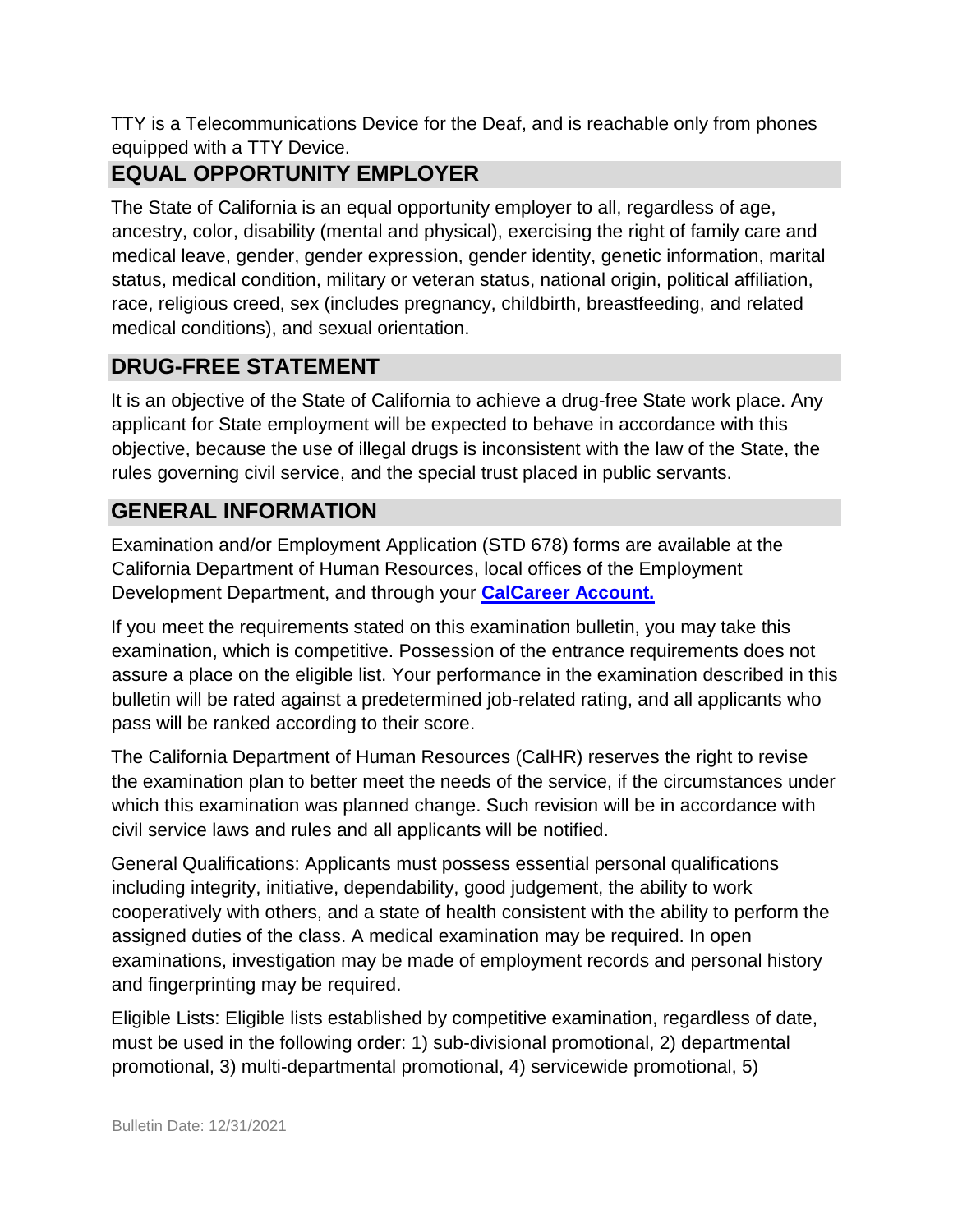TTY is a Telecommunications Device for the Deaf, and is reachable only from phones equipped with a TTY Device.

## EQUAL OPPORTUNITY EMPLOYER

The State of California is an equal opportunity employer to all, regardless of age, ancestry, color, disability (mental and physical), exercising the right of family care and medical leave, gender, gender expression, gender identity, genetic information, marital status, medical condition, military or veteran status, national origin, political affiliation, race, religious creed, sex (includes pregnancy, childbirth, breastfeeding, and related medical conditions), and sexual orientation.

## DRUG-FREE STATEMENT

It is an objective of the State of California to achieve a drug-free State work place. Any applicant for State employment will be expected to behave in accordance with this objective, because the use of illegal drugs is inconsistent with the law of the State, the rules governing civil service, and the special trust placed in public servants.

## GENERAL INFORMATION

Examination and/or Employment Application (STD 678) forms are available at the California Department of Human Resources, local offices of the Employment Development Department, and through your **CalCareer Account.**

If you meet the requirements stated on this examination bulletin, you may take this examination, which is competitive. Possession of the entrance requirements does not assure a place on the eligible list. Your performance in the examination described in this bulletin will be rated against a predetermined job-related rating, and all applicants who pass will be ranked according to their score.

The California Department of Human Resources (CalHR) reserves the right to revise the examination plan to better meet the needs of the service, if the circumstances under which this examination was planned change. Such revision will be in accordance with civil service laws and rules and all applicants will be notified.

General Qualifications: Applicants must possess essential personal qualifications including integrity, initiative, dependability, good judgement, the ability to work cooperatively with others, and a state of health consistent with the ability to perform the assigned duties of the class. A medical examination may be required. In open examinations, investigation may be made of employment records and personal history and fingerprinting may be required.

Eligible Lists: Eligible lists established by competitive examination, regardless of date, must be used in the following order: 1) sub-divisional promotional, 2) departmental promotional, 3) multi-departmental promotional, 4) servicewide promotional, 5)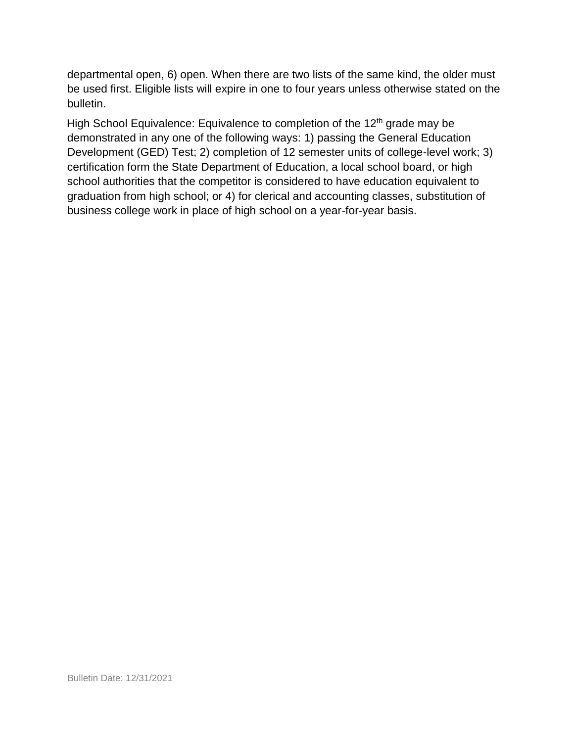departmental open, 6) open. When there are two lists of the same kind, the older must be used first. Eligible lists will expire in one to four years unless otherwise stated on the bulletin.

High School Equivalence: Equivalence to completion of the 12th grade may be demonstrated in any one of the following ways: 1) passing the General Education Development (GED) Test; 2) completion of 12 semester units of college-level work; 3) certification form the State Department of Education, a local school board, or high school authorities that the competitor is considered to have education equivalent to graduation from high school; or 4) for clerical and accounting classes, substitution of business college work in place of high school on a year-for-year basis.